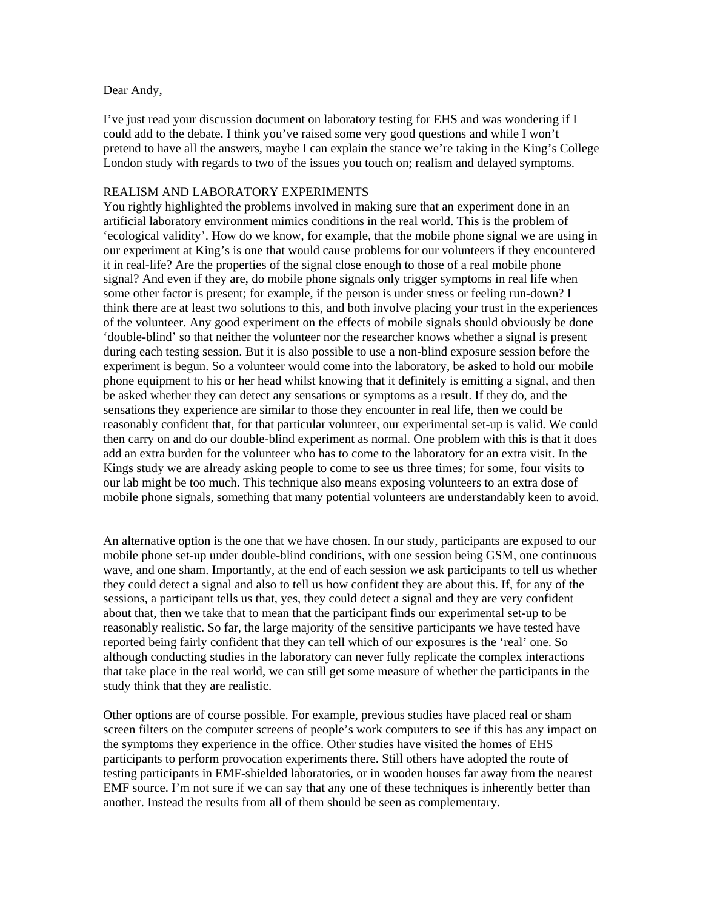Dear Andy,

I’ve just read your discussion document on laboratory testing for EHS and was wondering if I could add to the debate. I think you’ve raised some very good questions and while I won’t pretend to have all the answers, maybe I can explain the stance we’re taking in the King’s College London study with regards to two of the issues you touch on; realism and delayed symptoms.

## REALISM AND LABORATORY EXPERIMENTS

You rightly highlighted the problems involved in making sure that an experiment done in an artificial laboratory environment mimics conditions in the real world. This is the problem of ‘ecological validity’. How do we know, for example, that the mobile phone signal we are using in our experiment at King’s is one that would cause problems for our volunteers if they encountered it in real-life? Are the properties of the signal close enough to those of a real mobile phone signal? And even if they are, do mobile phone signals only trigger symptoms in real life when some other factor is present; for example, if the person is under stress or feeling run-down? I think there are at least two solutions to this, and both involve placing your trust in the experiences of the volunteer. Any good experiment on the effects of mobile signals should obviously be done ‘double-blind’ so that neither the volunteer nor the researcher knows whether a signal is present during each testing session. But it is also possible to use a non-blind exposure session before the experiment is begun. So a volunteer would come into the laboratory, be asked to hold our mobile phone equipment to his or her head whilst knowing that it definitely is emitting a signal, and then be asked whether they can detect any sensations or symptoms as a result. If they do, and the sensations they experience are similar to those they encounter in real life, then we could be reasonably confident that, for that particular volunteer, our experimental set-up is valid. We could then carry on and do our double-blind experiment as normal. One problem with this is that it does add an extra burden for the volunteer who has to come to the laboratory for an extra visit. In the Kings study we are already asking people to come to see us three times; for some, four visits to our lab might be too much. This technique also means exposing volunteers to an extra dose of mobile phone signals, something that many potential volunteers are understandably keen to avoid.

An alternative option is the one that we have chosen. In our study, participants are exposed to our mobile phone set-up under double-blind conditions, with one session being GSM, one continuous wave, and one sham. Importantly, at the end of each session we ask participants to tell us whether they could detect a signal and also to tell us how confident they are about this. If, for any of the sessions, a participant tells us that, yes, they could detect a signal and they are very confident about that, then we take that to mean that the participant finds our experimental set-up to be reasonably realistic. So far, the large majority of the sensitive participants we have tested have reported being fairly confident that they can tell which of our exposures is the ‘real’ one. So although conducting studies in the laboratory can never fully replicate the complex interactions that take place in the real world, we can still get some measure of whether the participants in the study think that they are realistic.

Other options are of course possible. For example, previous studies have placed real or sham screen filters on the computer screens of people’s work computers to see if this has any impact on the symptoms they experience in the office. Other studies have visited the homes of EHS participants to perform provocation experiments there. Still others have adopted the route of testing participants in EMF-shielded laboratories, or in wooden houses far away from the nearest EMF source. I’m not sure if we can say that any one of these techniques is inherently better than another. Instead the results from all of them should be seen as complementary.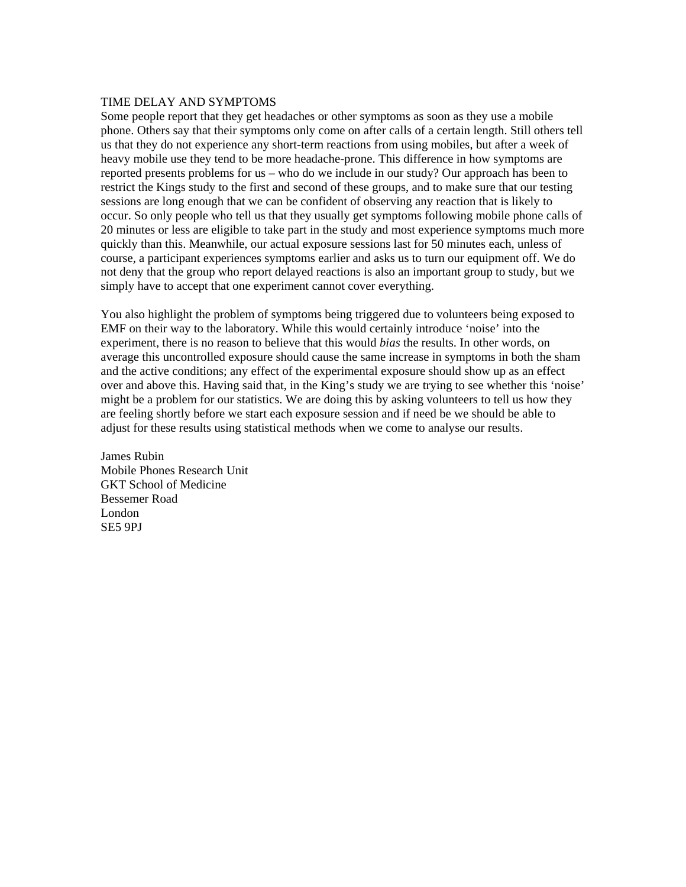## TIME DELAY AND SYMPTOMS

Some people report that they get headaches or other symptoms as soon as they use a mobile phone. Others say that their symptoms only come on after calls of a certain length. Still others tell us that they do not experience any short-term reactions from using mobiles, but after a week of heavy mobile use they tend to be more headache-prone. This difference in how symptoms are reported presents problems for us – who do we include in our study? Our approach has been to restrict the Kings study to the first and second of these groups, and to make sure that our testing sessions are long enough that we can be confident of observing any reaction that is likely to occur. So only people who tell us that they usually get symptoms following mobile phone calls of 20 minutes or less are eligible to take part in the study and most experience symptoms much more quickly than this. Meanwhile, our actual exposure sessions last for 50 minutes each, unless of course, a participant experiences symptoms earlier and asks us to turn our equipment off. We do not deny that the group who report delayed reactions is also an important group to study, but we simply have to accept that one experiment cannot cover everything.

You also highlight the problem of symptoms being triggered due to volunteers being exposed to EMF on their way to the laboratory. While this would certainly introduce 'noise' into the experiment, there is no reason to believe that this would *bias* the results. In other words, on average this uncontrolled exposure should cause the same increase in symptoms in both the sham and the active conditions; any effect of the experimental exposure should show up as an effect over and above this. Having said that, in the King's study we are trying to see whether this 'noise' might be a problem for our statistics. We are doing this by asking volunteers to tell us how they are feeling shortly before we start each exposure session and if need be we should be able to adjust for these results using statistical methods when we come to analyse our results.

James Rubin  
Mobile Phones Research Unit  
GKT School of Medicine  
Bessemer Road  
London  
SE5 9PJ